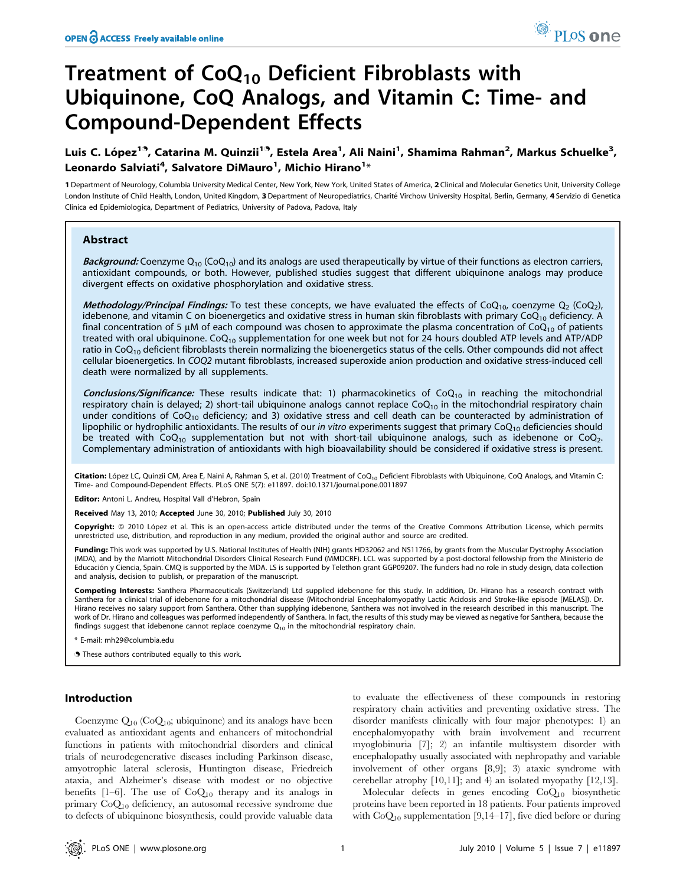# Treatment of $CoQ_{10}$ Deficient Fibroblasts with Ubiquinone, CoQ Analogs, and Vitamin C: Time- and Compound-Dependent Effects

Luis C. López[1,9], Catarina M. Quinzii[1,9], Estela Area[1], Ali Naini[1], Shamima Rahman[2], Markus Schuelke[3], Leonardo Salviati[4], Salvatore DiMauro[1], Michio Hirano[1]*

1 Department of Neurology, Columbia University Medical Center, New York, New York, United States of America, 2 Clinical and Molecular Genetics Unit, University College London Institute of Child Health, London, United Kingdom, 3 Department of Neuropediatrics, Charité Virchow University Hospital, Berlin, Germany, 4 Servizio di Genetica Clinica ed Epidemiologica, Department of Pediatrics, University of Padova, Padova, Italy

## Abstract

***Background:*** Coenzyme $Q_{10}$ ($CoQ_{10}$) and its analogs are used therapeutically by virtue of their functions as electron carriers, antioxidant compounds, or both. However, published studies suggest that different ubiquinone analogs may produce divergent effects on oxidative phosphorylation and oxidative stress.

***Methodology/Principal Findings:*** To test these concepts, we have evaluated the effects of $CoQ_{10}$, coenzyme $Q_2$ ($CoQ_2$), idebenone, and vitamin C on bioenergetics and oxidative stress in human skin fibroblasts with primary $CoQ_{10}$ deficiency. A final concentration of 5 μM of each compound was chosen to approximate the plasma concentration of $CoQ_{10}$ of patients treated with oral ubiquinone. $CoQ_{10}$ supplementation for one week but not for 24 hours doubled ATP levels and ATP/ADP ratio in $CoQ_{10}$ deficient fibroblasts therein normalizing the bioenergetics status of the cells. Other compounds did not affect cellular bioenergetics. In *COQ2* mutant fibroblasts, increased superoxide anion production and oxidative stress-induced cell death were normalized by all supplements.

***Conclusions/Significance:*** These results indicate that: 1) pharmacokinetics of $CoQ_{10}$ in reaching the mitochondrial respiratory chain is delayed; 2) short-tail ubiquinone analogs cannot replace $CoQ_{10}$ in the mitochondrial respiratory chain under conditions of $CoQ_{10}$ deficiency; and 3) oxidative stress and cell death can be counteracted by administration of lipophilic or hydrophilic antioxidants. The results of our *in vitro* experiments suggest that primary $CoQ_{10}$ deficiencies should be treated with $CoQ_{10}$ supplementation but not with short-tail ubiquinone analogs, such as idebenone or $CoQ_2$. Complementary administration of antioxidants with high bioavailability should be considered if oxidative stress is present.

**Citation:** López LC, Quinzii CM, Area E, Naini A, Rahman S, et al. (2010) Treatment of $CoQ_{10}$ Deficient Fibroblasts with Ubiquinone, CoQ Analogs, and Vitamin C: Time- and Compound-Dependent Effects. PLoS ONE 5(7): e11897. doi:10.1371/journal.pone.0011897

**Editor:** Antoni L. Andreu, Hospital Vall d'Hebron, Spain

**Received** May 13, 2010; **Accepted** June 30, 2010; **Published** July 30, 2010

**Copyright:** © 2010 López et al. This is an open-access article distributed under the terms of the Creative Commons Attribution License, which permits unrestricted use, distribution, and reproduction in any medium, provided the original author and source are credited.

**Funding:** This work was supported by U.S. National Institutes of Health (NIH) grants HD32062 and NS11766, by grants from the Muscular Dystrophy Association (MDA), and by the Marriott Mitochondrial Disorders Clinical Research Fund (MMDCRF). LCL was supported by a post-doctoral fellowship from the Ministerio de Educación y Ciencia, Spain. CMQ is supported by the MDA. LS is supported by Telethon grant GGP09207. The funders had no role in study design, data collection and analysis, decision to publish, or preparation of the manuscript.

**Competing Interests:** Santhera Pharmaceuticals (Switzerland) Ltd supplied idebenone for this study. In addition, Dr. Hirano has a research contract with Santhera for a clinical trial of idebenone for a mitochondrial disease (Mitochondrial Encephalomyopathy Lactic Acidosis and Stroke-like episode [MELAS]). Dr. Hirano receives no salary support from Santhera. Other than supplying idebenone, Santhera was not involved in the research described in this manuscript. The work of Dr. Hirano and colleagues was performed independently of Santhera. In fact, the results of this study may be viewed as negative for Santhera, because the findings suggest that idebenone cannot replace coenzyme $Q_{10}$ in the mitochondrial respiratory chain.

\* E-mail: mh29@columbia.edu

9 These authors contributed equally to this work.

## Introduction

Coenzyme $Q_{10}$ ($CoQ_{10}$; ubiquinone) and its analogs have been evaluated as antioxidant agents and enhancers of mitochondrial functions in patients with mitochondrial disorders and clinical trials of neurodegenerative diseases including Parkinson disease, amyotrophic lateral sclerosis, Huntington disease, Friedreich ataxia, and Alzheimer's disease with modest or no objective benefits [1–6]. The use of $CoQ_{10}$ therapy and its analogs in primary $CoQ_{10}$ deficiency, an autosomal recessive syndrome due to defects of ubiquinone biosynthesis, could provide valuable data to evaluate the effectiveness of these compounds in restoring respiratory chain activities and preventing oxidative stress. The disorder manifests clinically with four major phenotypes: 1) an encephalomyopathy with brain involvement and recurrent myoglobinuria [7]; 2) an infantile multisystem disorder with encephalopathy usually associated with nephropathy and variable involvement of other organs [8,9]; 3) ataxic syndrome with cerebellar atrophy [10,11]; and 4) an isolated myopathy [12,13].

Molecular defects in genes encoding $CoQ_{10}$ biosynthetic proteins have been reported in 18 patients. Four patients improved with $CoQ_{10}$ supplementation [9,14–17], five died before or during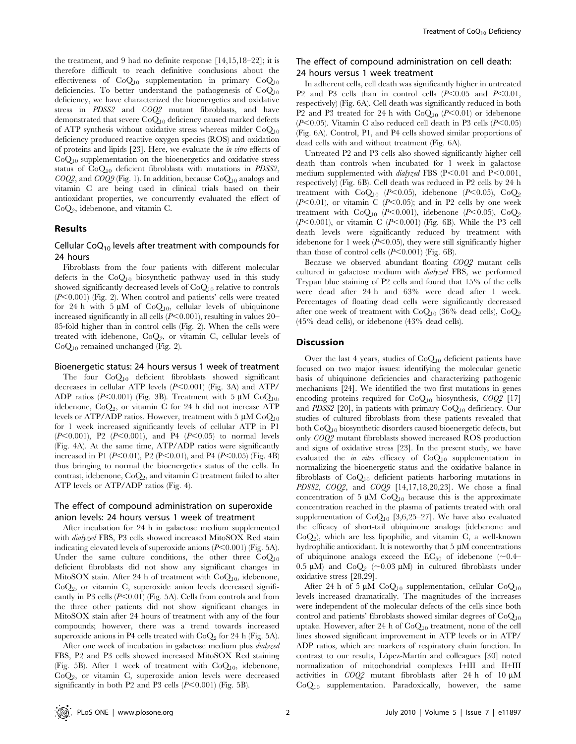the treatment, and 9 had no definite response [14,15,18–22]; it is therefore difficult to reach definitive conclusions about the effectiveness of $CoQ_{10}$ supplementation in primary $CoQ_{10}$ deficiencies. To better understand the pathogenesis of $CoQ_{10}$ deficiency, we have characterized the bioenergetics and oxidative stress in *PDSS2* and *COQ2* mutant fibroblasts, and have demonstrated that severe $CoQ_{10}$ deficiency caused marked defects of ATP synthesis without oxidative stress whereas milder $CoQ_{10}$ deficiency produced reactive oxygen species (ROS) and oxidation of proteins and lipids [23]. Here, we evaluate the *in vitro* effects of $CoQ_{10}$ supplementation on the bioenergetics and oxidative stress status of $CoQ_{10}$ deficient fibroblasts with mutations in *PDSS2*, *COQ2*, and *COQ9* (Fig. 1). In addition, because $CoQ_{10}$ analogs and vitamin C are being used in clinical trials based on their antioxidant properties, we concurrently evaluated the effect of $CoQ_2$, idebenone, and vitamin C.

## Results

### Cellular $CoQ_{10}$ levels after treatment with compounds for 24 hours

Fibroblasts from the four patients with different molecular defects in the $CoQ_{10}$ biosynthetic pathway used in this study showed significantly decreased levels of $CoQ_{10}$ relative to controls ($P<0.001$) (Fig. 2). When control and patients' cells were treated for 24 h with 5 µM of $CoQ_{10}$, cellular levels of ubiquinone increased significantly in all cells ($P<0.001$), resulting in values 20–85-fold higher than in control cells (Fig. 2). When the cells were treated with idebenone, $CoQ_2$, or vitamin C, cellular levels of $CoQ_{10}$ remained unchanged (Fig. 2).

### Bioenergetic status: 24 hours versus 1 week of treatment

The four $CoQ_{10}$ deficient fibroblasts showed significant decreases in cellular ATP levels ($P<0.001$) (Fig. 3A) and ATP/ADP ratios ($P<0.001$) (Fig. 3B). Treatment with 5 µM $CoQ_{10}$, idebenone, $CoQ_2$, or vitamin C for 24 h did not increase ATP levels or ATP/ADP ratios. However, treatment with 5 µM $CoQ_{10}$ for 1 week increased significantly levels of cellular ATP in P1 ($P<0.001$), P2 ($P<0.001$), and P4 ($P<0.05$) to normal levels (Fig. 4A). At the same time, ATP/ADP ratios were significantly increased in P1 ($P<0.01$), P2 ($P<0.01$), and P4 ($P<0.05$) (Fig. 4B) thus bringing to normal the bioenergetics status of the cells. In contrast, idebenone, $CoQ_2$, and vitamin C treatment failed to alter ATP levels or ATP/ADP ratios (Fig. 4).

### The effect of compound administration on superoxide anion levels: 24 hours versus 1 week of treatment

After incubation for 24 h in galactose medium supplemented with *dialyzed* FBS, P3 cells showed increased MitoSOX Red stain indicating elevated levels of superoxide anions ($P<0.001$) (Fig. 5A). Under the same culture conditions, the other three $CoQ_{10}$ deficient fibroblasts did not show any significant changes in MitoSOX stain. After 24 h of treatment with $CoQ_{10}$, idebenone, $CoQ_2$, or vitamin C, superoxide anion levels decreased significantly in P3 cells ($P<0.01$) (Fig. 5A). Cells from controls and from the three other patients did not show significant changes in MitoSOX stain after 24 hours of treatment with any of the four compounds; however, there was a trend towards increased superoxide anions in P4 cells treated with $CoQ_2$ for 24 h (Fig. 5A).

After one week of incubation in galactose medium plus *dialyzed* FBS, P2 and P3 cells showed increased MitoSOX Red staining (Fig. 5B). After 1 week of treatment with $CoQ_{10}$, idebenone, $CoQ_2$, or vitamin C, superoxide anion levels were decreased significantly in both P2 and P3 cells ($P<0.001$) (Fig. 5B).

### The effect of compound administration on cell death: 24 hours versus 1 week treatment

In adherent cells, cell death was significantly higher in untreated P2 and P3 cells than in control cells ($P<0.05$ and $P<0.01$, respectively) (Fig. 6A). Cell death was significantly reduced in both P2 and P3 treated for 24 h with $CoQ_{10}$ ($P<0.01$) or idebenone ($P<0.05$). Vitamin C also reduced cell death in P3 cells ($P<0.05$) (Fig. 6A). Control, P1, and P4 cells showed similar proportions of dead cells with and without treatment (Fig. 6A).

Untreated P2 and P3 cells also showed significantly higher cell death than controls when incubated for 1 week in galactose medium supplemented with *dialyzed* FBS ($P<0.01$ and $P<0.001$, respectively) (Fig. 6B). Cell death was reduced in P2 cells by 24 h treatment with $CoQ_{10}$ ($P<0.05$), idebenone ($P<0.05$), $CoQ_2$ ($P<0.01$), or vitamin C ($P<0.05$); and in P2 cells by one week treatment with $CoQ_{10}$ ($P<0.001$), idebenone ($P<0.05$), $CoQ_2$ ($P<0.001$), or vitamin C ($P<0.001$) (Fig. 6B). While the P3 cell death levels were significantly reduced by treatment with idebenone for 1 week ($P<0.05$), they were still significantly higher than those of control cells ($P<0.001$) (Fig. 6B).

Because we observed abundant floating *COQ2* mutant cells cultured in galactose medium with *dialyzed* FBS, we performed Trypan blue staining of P2 cells and found that 15% of the cells were dead after 24 h and 63% were dead after 1 week. Percentages of floating dead cells were significantly decreased after one week of treatment with $CoQ_{10}$ (36% dead cells), $CoQ_2$ (45% dead cells), or idebenone (43% dead cells).

## Discussion

Over the last 4 years, studies of $CoQ_{10}$ deficient patients have focused on two major issues: identifying the molecular genetic basis of ubiquinone deficiencies and characterizing pathogenic mechanisms [24]. We identified the two first mutations in genes encoding proteins required for $CoQ_{10}$ biosynthesis, *COQ2* [17] and *PDSS2* [20], in patients with primary $CoQ_{10}$ deficiency. Our studies of cultured fibroblasts from these patients revealed that both $CoQ_{10}$ biosynthetic disorders caused bioenergetic defects, but only *COQ2* mutant fibroblasts showed increased ROS production and signs of oxidative stress [23]. In the present study, we have evaluated the *in vitro* efficacy of $CoQ_{10}$ supplementation in normalizing the bioenergetic status and the oxidative balance in fibroblasts of $CoQ_{10}$ deficient patients harboring mutations in *PDSS2*, *COQ2*, and *COQ9* [14,17,18,20,23]. We chose a final concentration of 5 µM $CoQ_{10}$ because this is the approximate concentration reached in the plasma of patients treated with oral supplementation of $CoQ_{10}$ [3,6,25–27]. We have also evaluated the efficacy of short-tail ubiquinone analogs (idebenone and $CoQ_2$), which are less lipophilic, and vitamin C, a well-known hydrophilic antioxidant. It is noteworthy that 5 µM concentrations of ubiquinone analogs exceed the $EC_{50}$ of idebenone (~0.4–0.5 µM) and $CoQ_2$ (~0.03 µM) in cultured fibroblasts under oxidative stress [28,29].

After 24 h of 5 µM $CoQ_{10}$ supplementation, cellular $CoQ_{10}$ levels increased dramatically. The magnitudes of the increases were independent of the molecular defects of the cells since both control and patients' fibroblasts showed similar degrees of $CoQ_{10}$ uptake. However, after 24 h of $CoQ_{10}$ treatment, none of the cell lines showed significant improvement in ATP levels or in ATP/ADP ratios, which are markers of respiratory chain function. In contrast to our results, López-Martín and colleagues [30] noted normalization of mitochondrial complexes I+III and II+III activities in *COQ2* mutant fibroblasts after 24 h of 10 µM $CoQ_{10}$ supplementation. Paradoxically, however, the same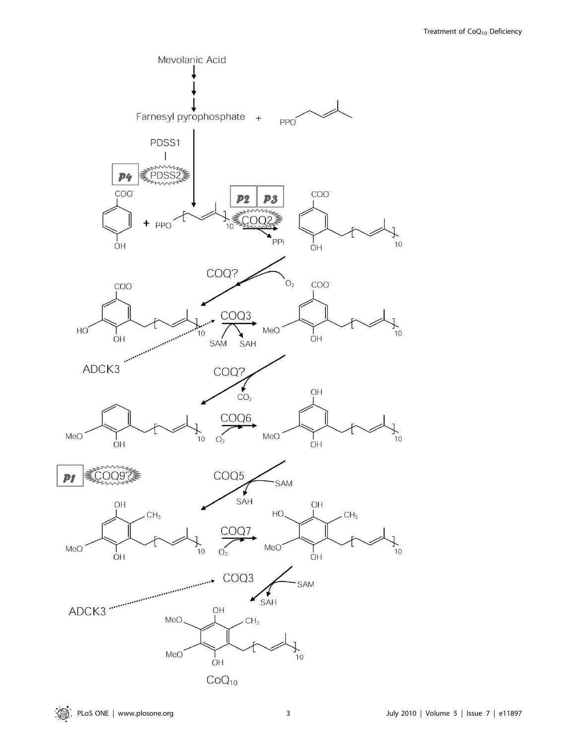Mevolanic Acid

Farnesyl pyrophosphate + PPO

PDSS1

P4 PDSS2

$COO^-$ + PPO $[\ ]_{10}$

P2 P3 COQ2

PPi

$COO^-$

COQ?

$O_2$

$COO^-$

COQ3

SAM SAH

$COO^-$

HO OH

MeO OH

ADCK3

COQ?

$CO_2$

OH

COQ6

$O_2$

MeO OH

MeO OH

P1 COQ9?

COQ5

SAM

SAH

OH $CH_3$

COQ7

HO OH $CH_3$

MeO OH

$O_2$

MeO OH

COQ3

SAM

SAH

ADCK3

OH

MeO $CH_3$

MeO OH

$CoQ_{10}$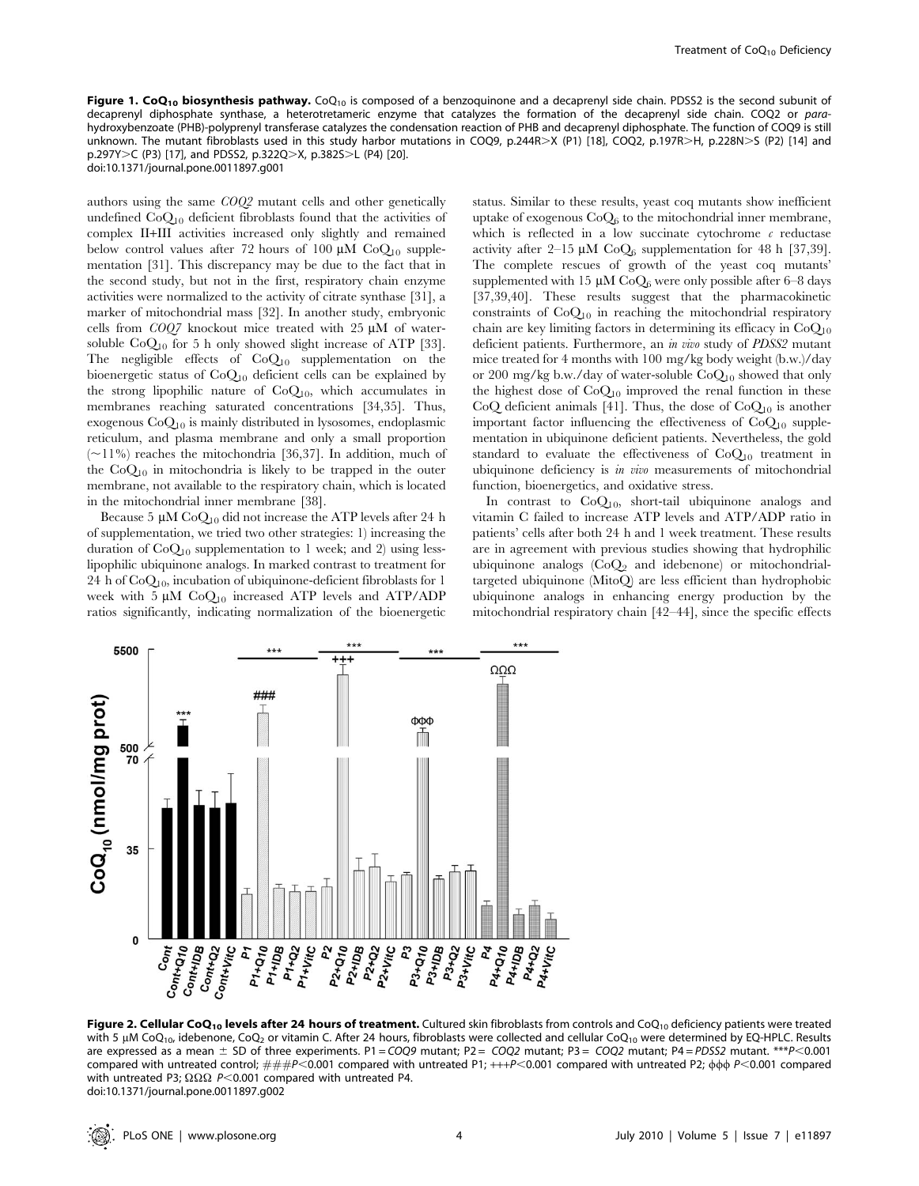**Figure 1. $CoQ_{10}$ biosynthesis pathway.** $CoQ_{10}$ is composed of a benzoquinone and a decaprenyl side chain. PDSS2 is the second subunit of decaprenyl diphosphate synthase, a heterotetrameric enzyme that catalyzes the formation of the decaprenyl side chain. COQ2 or *para*-hydroxybenzoate (PHB)-polyprenyl transferase catalyzes the condensation reaction of PHB and decaprenyl diphosphate. The function of COQ9 is still unknown. The mutant fibroblasts used in this study harbor mutations in COQ9, p.244R>X (P1) [18], COQ2, p.197R>H, p.228N>S (P2) [14] and p.297Y>C (P3) [17], and PDSS2, p.322Q>X, p.382S>L (P4) [20].
doi:10.1371/journal.pone.0011897.g001

authors using the same *COQ2* mutant cells and other genetically undefined $CoQ_{10}$ deficient fibroblasts found that the activities of complex II+III activities increased only slightly and remained below control values after 72 hours of 100 µM $CoQ_{10}$ supplementation [31]. This discrepancy may be due to the fact that in the second study, but not in the first, respiratory chain enzyme activities were normalized to the activity of citrate synthase [31], a marker of mitochondrial mass [32]. In another study, embryonic cells from *COQ7* knockout mice treated with 25 µM of water-soluble $CoQ_{10}$ for 5 h only showed slight increase of ATP [33]. The negligible effects of $CoQ_{10}$ supplementation on the bioenergetic status of $CoQ_{10}$ deficient cells can be explained by the strong lipophilic nature of $CoQ_{10}$, which accumulates in membranes reaching saturated concentrations [34,35]. Thus, exogenous $CoQ_{10}$ is mainly distributed in lysosomes, endoplasmic reticulum, and plasma membrane and only a small proportion (~11%) reaches the mitochondria [36,37]. In addition, much of the $CoQ_{10}$ in mitochondria is likely to be trapped in the outer membrane, not available to the respiratory chain, which is located in the mitochondrial inner membrane [38].

Because 5 µM $CoQ_{10}$ did not increase the ATP levels after 24 h of supplementation, we tried two other strategies: 1) increasing the duration of $CoQ_{10}$ supplementation to 1 week; and 2) using less-lipophilic ubiquinone analogs. In marked contrast to treatment for 24 h of $CoQ_{10}$, incubation of ubiquinone-deficient fibroblasts for 1 week with 5 µM $CoQ_{10}$ increased ATP levels and ATP/ADP ratios significantly, indicating normalization of the bioenergetic status. Similar to these results, yeast coq mutants show inefficient uptake of exogenous $CoQ_6$ to the mitochondrial inner membrane, which is reflected in a low succinate cytochrome *c* reductase activity after 2–15 µM $CoQ_6$ supplementation for 48 h [37,39]. The complete rescues of growth of the yeast coq mutants' supplemented with 15 µM $CoQ_6$ were only possible after 6–8 days [37,39,40]. These results suggest that the pharmacokinetic constraints of $CoQ_{10}$ in reaching the mitochondrial respiratory chain are key limiting factors in determining its efficacy in $CoQ_{10}$ deficient patients. Furthermore, an *in vivo* study of *PDSS2* mutant mice treated for 4 months with 100 mg/kg body weight (b.w.)/day or 200 mg/kg b.w./day of water-soluble $CoQ_{10}$ showed that only the highest dose of $CoQ_{10}$ improved the renal function in these CoQ deficient animals [41]. Thus, the dose of $CoQ_{10}$ is another important factor influencing the effectiveness of $CoQ_{10}$ supplementation in ubiquinone deficient patients. Nevertheless, the gold standard to evaluate the effectiveness of $CoQ_{10}$ treatment in ubiquinone deficiency is *in vivo* measurements of mitochondrial function, bioenergetics, and oxidative stress.

In contrast to $CoQ_{10}$, short-tail ubiquinone analogs and vitamin C failed to increase ATP levels and ATP/ADP ratio in patients' cells after both 24 h and 1 week treatment. These results are in agreement with previous studies showing that hydrophilic ubiquinone analogs ($CoQ_2$ and idebenone) or mitochondrial-targeted ubiquinone (MitoQ) are less efficient than hydrophobic ubiquinone analogs in enhancing energy production by the mitochondrial respiratory chain [42–44], since the specific effects

**Figure 2. Cellular $CoQ_{10}$ levels after 24 hours of treatment.** Cultured skin fibroblasts from controls and $CoQ_{10}$ deficiency patients were treated with 5 µM $CoQ_{10}$, idebenone, $CoQ_2$ or vitamin C. After 24 hours, fibroblasts were collected and cellular $CoQ_{10}$ were determined by EQ-HPLC. Results are expressed as a mean ± SD of three experiments. P1 = *COQ9* mutant; P2 = *COQ2* mutant; P3 = *COQ2* mutant; P4 = *PDSS2* mutant. ***$P<0.001$ compared with untreated control; ###$P<0.001$ compared with untreated P1; +++$P<0.001$ compared with untreated P2; ϕϕϕ $P<0.001$ compared with untreated P3; ΩΩΩ $P<0.001$ compared with untreated P4.
doi:10.1371/journal.pone.0011897.g002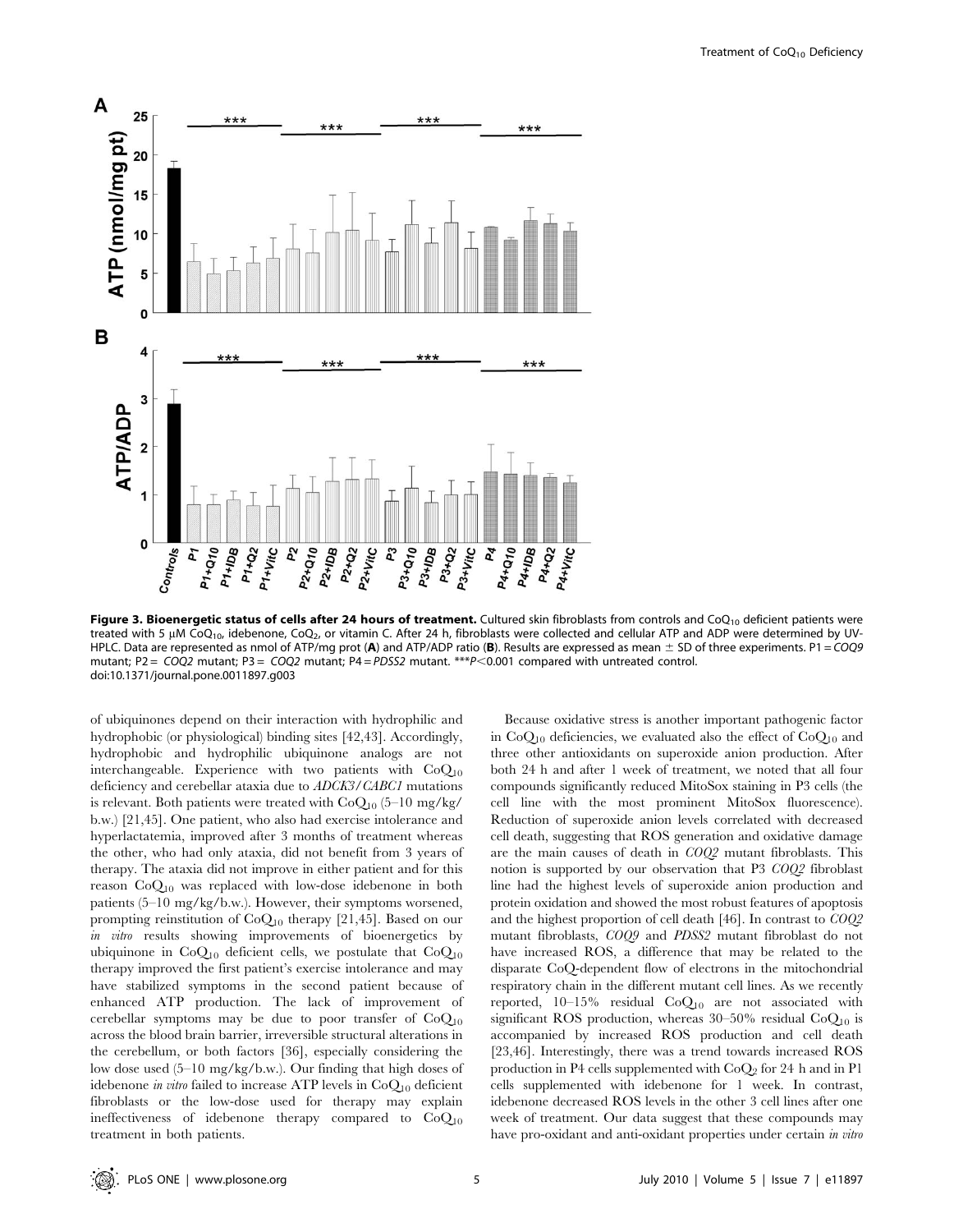**Figure 3. Bioenergetic status of cells after 24 hours of treatment.** Cultured skin fibroblasts from controls and $CoQ_{10}$ deficient patients were treated with 5 μM $CoQ_{10}$, idebenone, $CoQ_2$, or vitamin C. After 24 h, fibroblasts were collected and cellular ATP and ADP were determined by UV-HPLC. Data are represented as nmol of ATP/mg prot (**A**) and ATP/ADP ratio (**B**). Results are expressed as mean ± SD of three experiments. P1 = *COQ9* mutant; P2 = *COQ2* mutant; P3 = *COQ2* mutant; P4 = *PDSS2* mutant. ***$P<0.001$ compared with untreated control.
doi:10.1371/journal.pone.0011897.g003

of ubiquinones depend on their interaction with hydrophilic and hydrophobic (or physiological) binding sites [42,43]. Accordingly, hydrophobic and hydrophilic ubiquinone analogs are not interchangeable. Experience with two patients with $CoQ_{10}$ deficiency and cerebellar ataxia due to *ADCK3/CABC1* mutations is relevant. Both patients were treated with $CoQ_{10}$ (5–10 mg/kg/b.w.) [21,45]. One patient, who also had exercise intolerance and hyperlactatemia, improved after 3 months of treatment whereas the other, who had only ataxia, did not benefit from 3 years of therapy. The ataxia did not improve in either patient and for this reason $CoQ_{10}$ was replaced with low-dose idebenone in both patients (5–10 mg/kg/b.w.). However, their symptoms worsened, prompting reinstitution of $CoQ_{10}$ therapy [21,45]. Based on our *in vitro* results showing improvements of bioenergetics by ubiquinone in $CoQ_{10}$ deficient cells, we postulate that $CoQ_{10}$ therapy improved the first patient's exercise intolerance and may have stabilized symptoms in the second patient because of enhanced ATP production. The lack of improvement of cerebellar symptoms may be due to poor transfer of $CoQ_{10}$ across the blood brain barrier, irreversible structural alterations in the cerebellum, or both factors [36], especially considering the low dose used (5–10 mg/kg/b.w.). Our finding that high doses of idebenone *in vitro* failed to increase ATP levels in $CoQ_{10}$ deficient fibroblasts or the low-dose used for therapy may explain ineffectiveness of idebenone therapy compared to $CoQ_{10}$ treatment in both patients.

Because oxidative stress is another important pathogenic factor in $CoQ_{10}$ deficiencies, we evaluated also the effect of $CoQ_{10}$ and three other antioxidants on superoxide anion production. After both 24 h and after 1 week of treatment, we noted that all four compounds significantly reduced MitoSox staining in P3 cells (the cell line with the most prominent MitoSox fluorescence). Reduction of superoxide anion levels correlated with decreased cell death, suggesting that ROS generation and oxidative damage are the main causes of death in *COQ2* mutant fibroblasts. This notion is supported by our observation that P3 *COQ2* fibroblast line had the highest levels of superoxide anion production and protein oxidation and showed the most robust features of apoptosis and the highest proportion of cell death [46]. In contrast to *COQ2* mutant fibroblasts, *COQ9* and *PDSS2* mutant fibroblast do not have increased ROS, a difference that may be related to the disparate CoQ-dependent flow of electrons in the mitochondrial respiratory chain in the different mutant cell lines. As we recently reported, 10–15% residual $CoQ_{10}$ are not associated with significant ROS production, whereas 30–50% residual $CoQ_{10}$ is accompanied by increased ROS production and cell death [23,46]. Interestingly, there was a trend towards increased ROS production in P4 cells supplemented with $CoQ_2$ for 24 h and in P1 cells supplemented with idebenone for 1 week. In contrast, idebenone decreased ROS levels in the other 3 cell lines after one week of treatment. Our data suggest that these compounds may have pro-oxidant and anti-oxidant properties under certain *in vitro*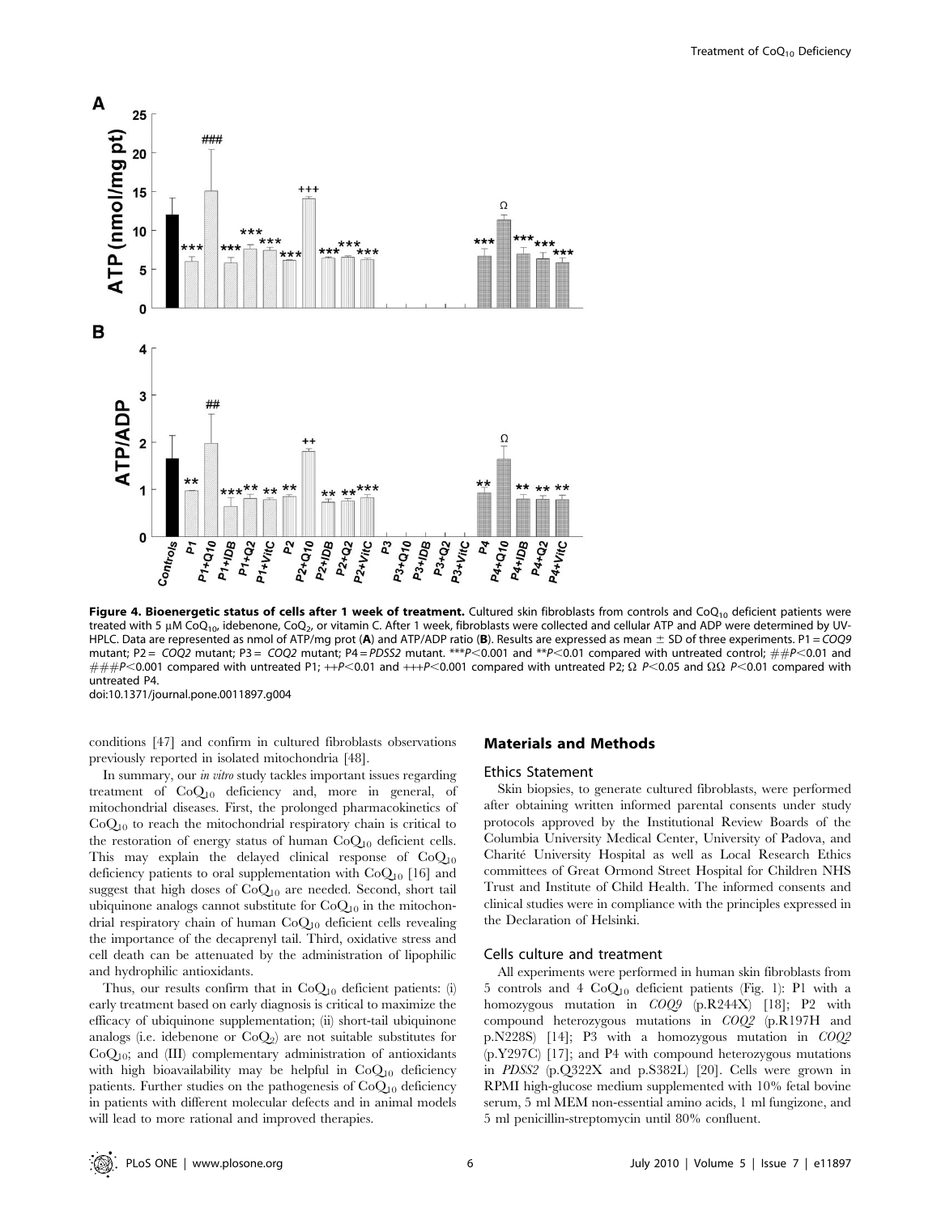**Figure 4. Bioenergetic status of cells after 1 week of treatment.** Cultured skin fibroblasts from controls and $CoQ_{10}$ deficient patients were treated with 5 µM $CoQ_{10}$, idebenone, $CoQ_2$, or vitamin C. After 1 week, fibroblasts were collected and cellular ATP and ADP were determined by UV-HPLC. Data are represented as nmol of ATP/mg prot (**A**) and ATP/ADP ratio (**B**). Results are expressed as mean ± SD of three experiments. P1 = *COQ9* mutant; P2 = *COQ2* mutant; P3 = *COQ2* mutant; P4 = *PDSS2* mutant. ***$P<0.001$ and **$P<0.01$ compared with untreated control; ##$P<0.01$ and ###$P<0.001$ compared with untreated P1; ++$P<0.01$ and +++$P<0.001$ compared with untreated P2; Ω $P<0.05$ and ΩΩ $P<0.01$ compared with untreated P4.
doi:10.1371/journal.pone.0011897.g004

conditions [47] and confirm in cultured fibroblasts observations previously reported in isolated mitochondria [48].

In summary, our *in vitro* study tackles important issues regarding treatment of $CoQ_{10}$ deficiency and, more in general, of mitochondrial diseases. First, the prolonged pharmacokinetics of $CoQ_{10}$ to reach the mitochondrial respiratory chain is critical to the restoration of energy status of human $CoQ_{10}$ deficient cells. This may explain the delayed clinical response of $CoQ_{10}$ deficiency patients to oral supplementation with $CoQ_{10}$ [16] and suggest that high doses of $CoQ_{10}$ are needed. Second, short tail ubiquinone analogs cannot substitute for $CoQ_{10}$ in the mitochondrial respiratory chain of human $CoQ_{10}$ deficient cells revealing the importance of the decaprenyl tail. Third, oxidative stress and cell death can be attenuated by the administration of lipophilic and hydrophilic antioxidants.

Thus, our results confirm that in $CoQ_{10}$ deficient patients: (i) early treatment based on early diagnosis is critical to maximize the efficacy of ubiquinone supplementation; (ii) short-tail ubiquinone analogs (i.e. idebenone or $CoQ_2$) are not suitable substitutes for $CoQ_{10}$; and (III) complementary administration of antioxidants with high bioavailability may be helpful in $CoQ_{10}$ deficiency patients. Further studies on the pathogenesis of $CoQ_{10}$ deficiency in patients with different molecular defects and in animal models will lead to more rational and improved therapies.

## Materials and Methods

### Ethics Statement

Skin biopsies, to generate cultured fibroblasts, were performed after obtaining written informed parental consents under study protocols approved by the Institutional Review Boards of the Columbia University Medical Center, University of Padova, and Charité University Hospital as well as Local Research Ethics committees of Great Ormond Street Hospital for Children NHS Trust and Institute of Child Health. The informed consents and clinical studies were in compliance with the principles expressed in the Declaration of Helsinki.

### Cells culture and treatment

All experiments were performed in human skin fibroblasts from 5 controls and 4 $CoQ_{10}$ deficient patients (Fig. 1): P1 with a homozygous mutation in *COQ9* (p.R244X) [18]; P2 with compound heterozygous mutations in *COQ2* (p.R197H and p.N228S) [14]; P3 with a homozygous mutation in *COQ2* (p.Y297C) [17]; and P4 with compound heterozygous mutations in *PDSS2* (p.Q322X and p.S382L) [20]. Cells were grown in RPMI high-glucose medium supplemented with 10% fetal bovine serum, 5 ml MEM non-essential amino acids, 1 ml fungizone, and 5 ml penicillin-streptomycin until 80% confluent.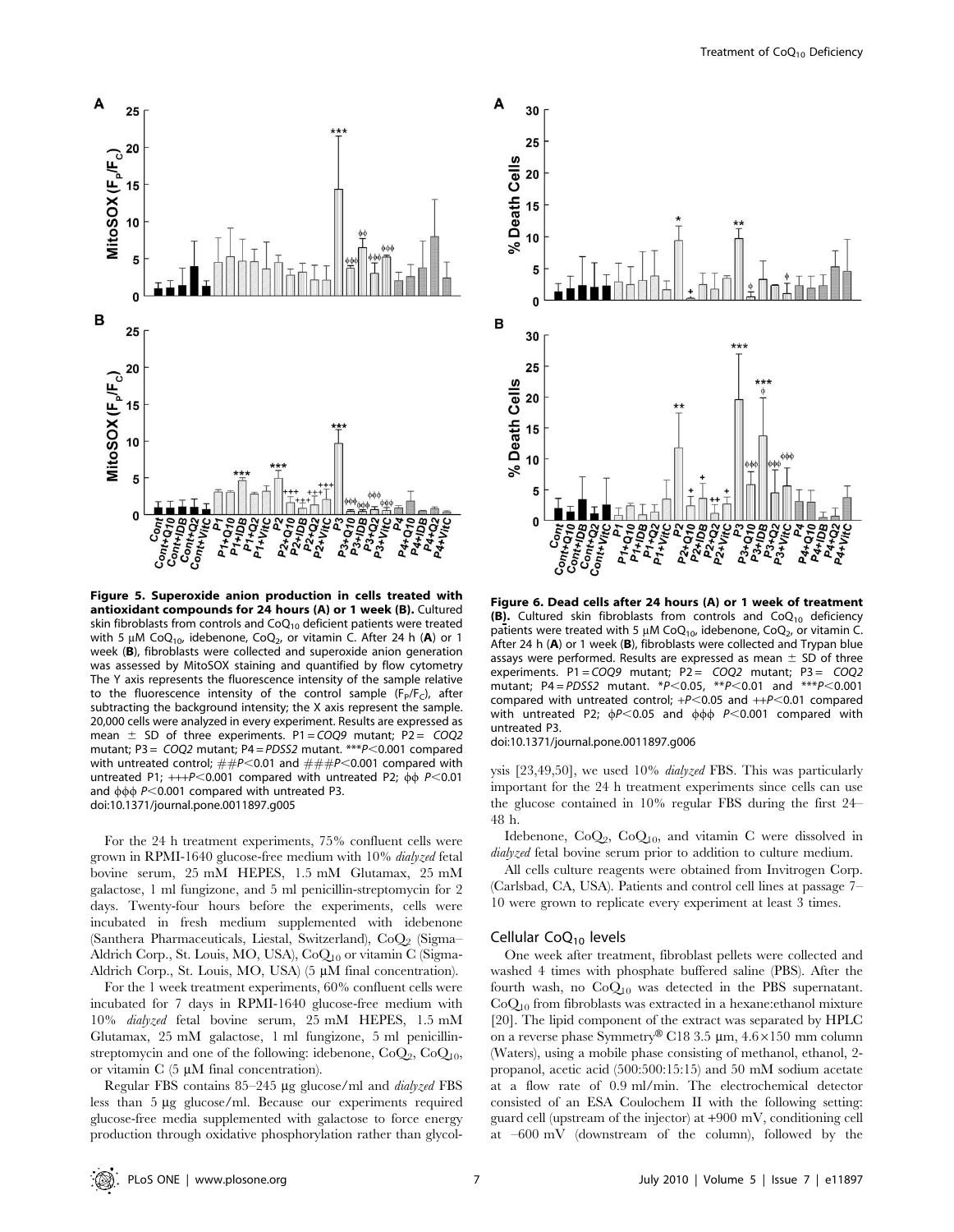**Figure 5. Superoxide anion production in cells treated with antioxidant compounds for 24 hours (A) or 1 week (B).** Cultured skin fibroblasts from controls and $CoQ_{10}$ deficient patients were treated with 5 µM $CoQ_{10}$, idebenone, $CoQ_2$, or vitamin C. After 24 h (**A**) or 1 week (**B**), fibroblasts were collected and superoxide anion generation was assessed by MitoSOX staining and quantified by flow cytometry The Y axis represents the fluorescence intensity of the sample relative to the fluorescence intensity of the control sample ($F_P/F_C$), after subtracting the background intensity; the X axis represent the sample. 20,000 cells were analyzed in every experiment. Results are expressed as mean ± SD of three experiments. P1 = *COQ9* mutant; P2 = *COQ2* mutant; P3 = *COQ2* mutant; P4 = *PDSS2* mutant. ***$P<0.001$ compared with untreated control; ##$P<0.01$ and ###$P<0.001$ compared with untreated P1; +++$P<0.001$ compared with untreated P2; ϕϕ $P<0.01$ and ϕϕϕ $P<0.001$ compared with untreated P3.
doi:10.1371/journal.pone.0011897.g005

**Figure 6. Dead cells after 24 hours (A) or 1 week of treatment (B).** Cultured skin fibroblasts from controls and $CoQ_{10}$ deficiency patients were treated with 5 µM $CoQ_{10}$, idebenone, $CoQ_2$, or vitamin C. After 24 h (**A**) or 1 week (**B**), fibroblasts were collected and Trypan blue assays were performed. Results are expressed as mean ± SD of three experiments. P1 = *COQ9* mutant; P2 = *COQ2* mutant; P3 = *COQ2* mutant; P4 = *PDSS2* mutant. *$P<0.05$, **$P<0.01$ and ***$P<0.001$ compared with untreated control; +$P<0.05$ and ++$P<0.01$ compared with untreated P2; ϕ$P<0.05$ and ϕϕϕ $P<0.001$ compared with untreated P3.
doi:10.1371/journal.pone.0011897.g006

For the 24 h treatment experiments, 75% confluent cells were grown in RPMI-1640 glucose-free medium with 10% *dialyzed* fetal bovine serum, 25 mM HEPES, 1.5 mM Glutamax, 25 mM galactose, 1 ml fungizone, and 5 ml penicillin-streptomycin for 2 days. Twenty-four hours before the experiments, cells were incubated in fresh medium supplemented with idebenone (Santhera Pharmaceuticals, Liestal, Switzerland), $CoQ_2$ (Sigma–Aldrich Corp., St. Louis, MO, USA), $CoQ_{10}$ or vitamin C (Sigma-Aldrich Corp., St. Louis, MO, USA) (5 µM final concentration).

For the 1 week treatment experiments, 60% confluent cells were incubated for 7 days in RPMI-1640 glucose-free medium with 10% *dialyzed* fetal bovine serum, 25 mM HEPES, 1.5 mM Glutamax, 25 mM galactose, 1 ml fungizone, 5 ml penicillin-streptomycin and one of the following: idebenone, $CoQ_2$, $CoQ_{10}$, or vitamin C (5 µM final concentration).

Regular FBS contains 85–245 µg glucose/ml and *dialyzed* FBS less than 5 µg glucose/ml. Because our experiments required glucose-free media supplemented with galactose to force energy production through oxidative phosphorylation rather than glycolysis [23,49,50], we used 10% *dialyzed* FBS. This was particularly important for the 24 h treatment experiments since cells can use the glucose contained in 10% regular FBS during the first 24–48 h.

Idebenone, $CoQ_2$, $CoQ_{10}$, and vitamin C were dissolved in *dialyzed* fetal bovine serum prior to addition to culture medium.

All cells culture reagents were obtained from Invitrogen Corp. (Carlsbad, CA, USA). Patients and control cell lines at passage 7–10 were grown to replicate every experiment at least 3 times.

## Cellular $CoQ_{10}$ levels

One week after treatment, fibroblast pellets were collected and washed 4 times with phosphate buffered saline (PBS). After the fourth wash, no $CoQ_{10}$ was detected in the PBS supernatant. $CoQ_{10}$ from fibroblasts was extracted in a hexane:ethanol mixture [20]. The lipid component of the extract was separated by HPLC on a reverse phase Symmetry® C18 3.5 µm, 4.6×150 mm column (Waters), using a mobile phase consisting of methanol, ethanol, 2-propanol, acetic acid (500:500:15:15) and 50 mM sodium acetate at a flow rate of 0.9 ml/min. The electrochemical detector consisted of an ESA Coulochem II with the following setting: guard cell (upstream of the injector) at +900 mV, conditioning cell at −600 mV (downstream of the column), followed by the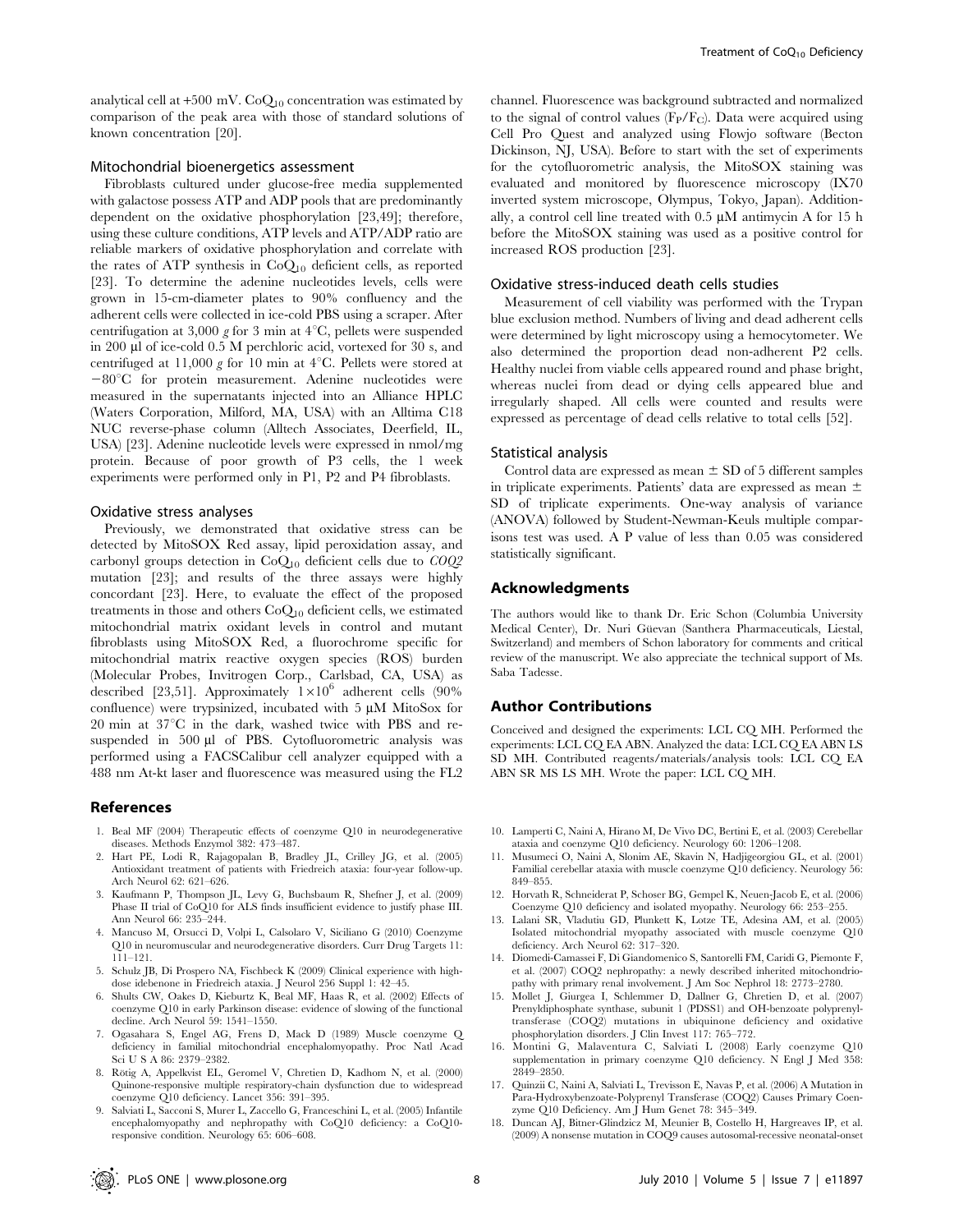analytical cell at +500 mV. $CoQ_{10}$ concentration was estimated by comparison of the peak area with those of standard solutions of known concentration [20].

### Mitochondrial bioenergetics assessment

Fibroblasts cultured under glucose-free media supplemented with galactose possess ATP and ADP pools that are predominantly dependent on the oxidative phosphorylation [23,49]; therefore, using these culture conditions, ATP levels and ATP/ADP ratio are reliable markers of oxidative phosphorylation and correlate with the rates of ATP synthesis in $CoQ_{10}$ deficient cells, as reported [23]. To determine the adenine nucleotides levels, cells were grown in 15-cm-diameter plates to 90% confluency and the adherent cells were collected in ice-cold PBS using a scraper. After centrifugation at 3,000 *g* for 3 min at 4°C, pellets were suspended in 200 µl of ice-cold 0.5 M perchloric acid, vortexed for 30 s, and centrifuged at 11,000 *g* for 10 min at 4°C. Pellets were stored at −80°C for protein measurement. Adenine nucleotides were measured in the supernatants injected into an Alliance HPLC (Waters Corporation, Milford, MA, USA) with an Alltima C18 NUC reverse-phase column (Alltech Associates, Deerfield, IL, USA) [23]. Adenine nucleotide levels were expressed in nmol/mg protein. Because of poor growth of P3 cells, the 1 week experiments were performed only in P1, P2 and P4 fibroblasts.

### Oxidative stress analyses

Previously, we demonstrated that oxidative stress can be detected by MitoSOX Red assay, lipid peroxidation assay, and carbonyl groups detection in $CoQ_{10}$ deficient cells due to *COQ2* mutation [23]; and results of the three assays were highly concordant [23]. Here, to evaluate the effect of the proposed treatments in those and others $CoQ_{10}$ deficient cells, we estimated mitochondrial matrix oxidant levels in control and mutant fibroblasts using MitoSOX Red, a fluorochrome specific for mitochondrial matrix reactive oxygen species (ROS) burden (Molecular Probes, Invitrogen Corp., Carlsbad, CA, USA) as described [23,51]. Approximately $1\times10^6$ adherent cells (90% confluence) were trypsinized, incubated with 5 µM MitoSox for 20 min at 37°C in the dark, washed twice with PBS and re-suspended in 500 µl of PBS. Cytofluorometric analysis was performed using a FACSCalibur cell analyzer equipped with a 488 nm At-kt laser and fluorescence was measured using the FL2 channel. Fluorescence was background subtracted and normalized to the signal of control values ($F_P/F_C$). Data were acquired using Cell Pro Quest and analyzed using Flowjo software (Becton Dickinson, NJ, USA). Before to start with the set of experiments for the cytofluorometric analysis, the MitoSOX staining was evaluated and monitored by fluorescence microscopy (IX70 inverted system microscope, Olympus, Tokyo, Japan). Additionally, a control cell line treated with 0.5 µM antimycin A for 15 h before the MitoSOX staining was used as a positive control for increased ROS production [23].

### Oxidative stress-induced death cells studies

Measurement of cell viability was performed with the Trypan blue exclusion method. Numbers of living and dead adherent cells were determined by light microscopy using a hemocytometer. We also determined the proportion dead non-adherent P2 cells. Healthy nuclei from viable cells appeared round and phase bright, whereas nuclei from dead or dying cells appeared blue and irregularly shaped. All cells were counted and results were expressed as percentage of dead cells relative to total cells [52].

### Statistical analysis

Control data are expressed as mean ± SD of 5 different samples in triplicate experiments. Patients' data are expressed as mean ± SD of triplicate experiments. One-way analysis of variance (ANOVA) followed by Student-Newman-Keuls multiple comparisons test was used. A P value of less than 0.05 was considered statistically significant.

## Acknowledgments

The authors would like to thank Dr. Eric Schon (Columbia University Medical Center), Dr. Nuri Güevan (Santhera Pharmaceuticals, Liestal, Switzerland) and members of Schon laboratory for comments and critical review of the manuscript. We also appreciate the technical support of Ms. Saba Tadesse.

## Author Contributions

Conceived and designed the experiments: LCL CQ MH. Performed the experiments: LCL CQ EA ABN. Analyzed the data: LCL CQ EA ABN LS SD MH. Contributed reagents/materials/analysis tools: LCL CQ EA ABN SR MS LS MH. Wrote the paper: LCL CQ MH.

## References

1. Beal MF (2004) Therapeutic effects of coenzyme Q10 in neurodegenerative diseases. Methods Enzymol 382: 473–487.
2. Hart PE, Lodi R, Rajagopalan B, Bradley JL, Crilley JG, et al. (2005) Antioxidant treatment of patients with Friedreich ataxia: four-year follow-up. Arch Neurol 62: 621–626.
3. Kaufmann P, Thompson JL, Levy G, Buchsbaum R, Shefner J, et al. (2009) Phase II trial of CoQ10 for ALS finds insufficient evidence to justify phase III. Ann Neurol 66: 235–244.
4. Mancuso M, Orsucci D, Volpi L, Calsolaro V, Siciliano G (2010) Coenzyme Q10 in neuromuscular and neurodegenerative disorders. Curr Drug Targets 11: 111–121.
5. Schulz JB, Di Prospero NA, Fischbeck K (2009) Clinical experience with high-dose idebenone in Friedreich ataxia. J Neurol 256 Suppl 1: 42–45.
6. Shults CW, Oakes D, Kieburtz K, Beal MF, Haas R, et al. (2002) Effects of coenzyme Q10 in early Parkinson disease: evidence of slowing of the functional decline. Arch Neurol 59: 1541–1550.
7. Ogasahara S, Engel AG, Frens D, Mack D (1989) Muscle coenzyme Q deficiency in familial mitochondrial encephalomyopathy. Proc Natl Acad Sci U S A 86: 2379–2382.
8. Rötig A, Appelkvist EL, Geromel V, Chretien D, Kadhom N, et al. (2000) Quinone-responsive multiple respiratory-chain dysfunction due to widespread coenzyme Q10 deficiency. Lancet 356: 391–395.
9. Salviati L, Sacconi S, Murer L, Zaccello G, Franceschini L, et al. (2005) Infantile encephalomyopathy and nephropathy with CoQ10 deficiency: a CoQ10-responsive condition. Neurology 65: 606–608.
10. Lamperti C, Naini A, Hirano M, De Vivo DC, Bertini E, et al. (2003) Cerebellar ataxia and coenzyme Q10 deficiency. Neurology 60: 1206–1208.
11. Musumeci O, Naini A, Slonim AE, Skavin N, Hadjigeorgiou GL, et al. (2001) Familial cerebellar ataxia with muscle coenzyme Q10 deficiency. Neurology 56: 849–855.
12. Horvath R, Schneiderat P, Schoser BG, Gempel K, Neuen-Jacob E, et al. (2006) Coenzyme Q10 deficiency and isolated myopathy. Neurology 66: 253–255.
13. Lalani SR, Vladutiu GD, Plunkett K, Lotze TE, Adesina AM, et al. (2005) Isolated mitochondrial myopathy associated with muscle coenzyme Q10 deficiency. Arch Neurol 62: 317–320.
14. Diomedi-Camassei F, Di Giandomenico S, Santorelli FM, Caridi G, Piemonte F, et al. (2007) COQ2 nephropathy: a newly described inherited mitochondriopathy with primary renal involvement. J Am Soc Nephrol 18: 2773–2780.
15. Mollet J, Giurgea I, Schlemmer D, Dallner G, Chretien D, et al. (2007) Prenyldiphosphate synthase, subunit 1 (PDSS1) and OH-benzoate polyprenyltransferase (COQ2) mutations in ubiquinone deficiency and oxidative phosphorylation disorders. J Clin Invest 117: 765–772.
16. Montini G, Malaventura C, Salviati L (2008) Early coenzyme Q10 supplementation in primary coenzyme Q10 deficiency. N Engl J Med 358: 2849–2850.
17. Quinzii C, Naini A, Salviati L, Trevisson E, Navas P, et al. (2006) A Mutation in Para-Hydroxybenzoate-Polyprenyl Transferase (COQ2) Causes Primary Coenzyme Q10 Deficiency. Am J Hum Genet 78: 345–349.
18. Duncan AJ, Bitner-Glindzicz M, Meunier B, Costello H, Hargreaves IP, et al. (2009) A nonsense mutation in COQ9 causes autosomal-recessive neonatal-onset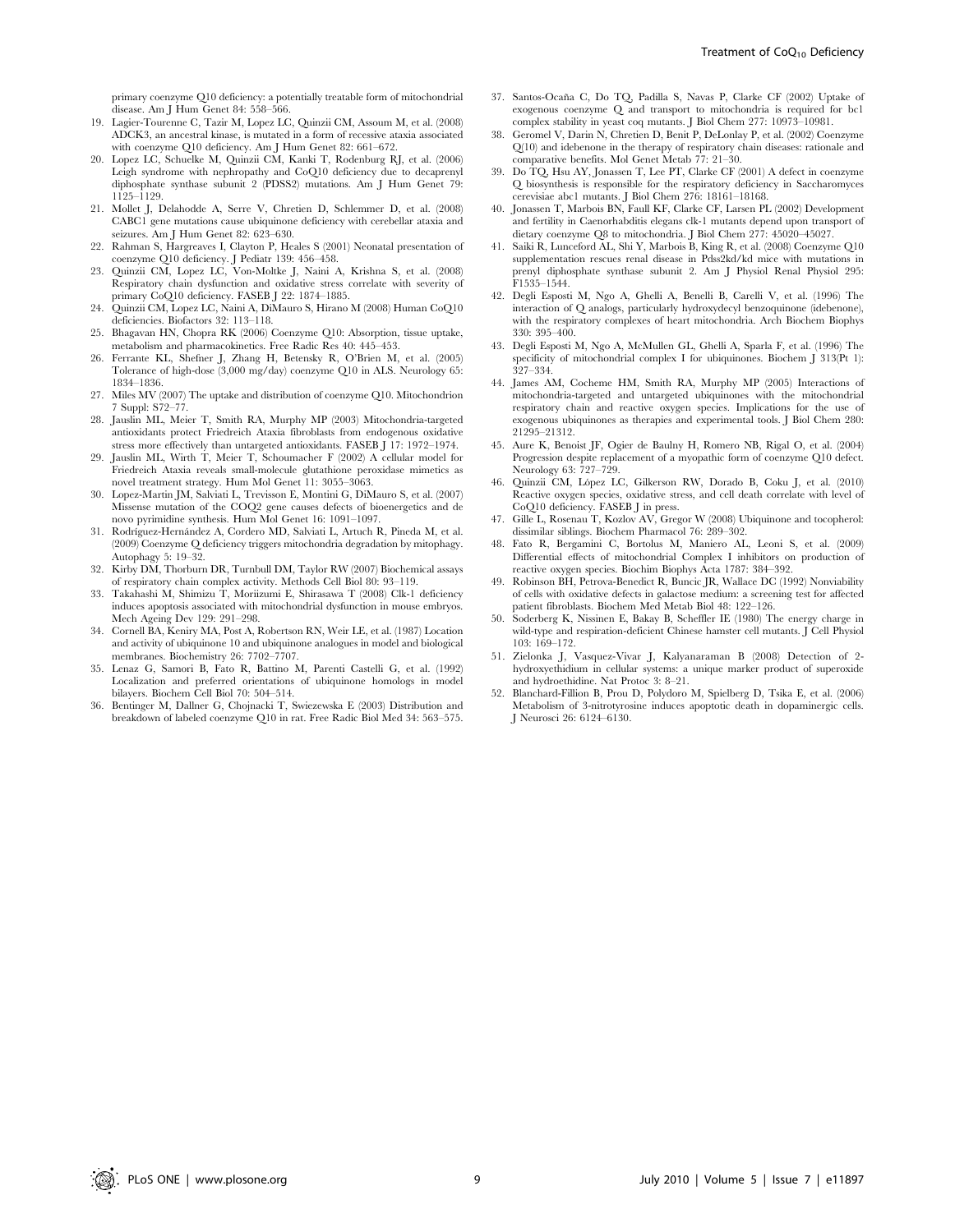primary coenzyme Q10 deficiency: a potentially treatable form of mitochondrial disease. Am J Hum Genet 84: 558–566.

19. Lagier-Tourenne C, Tazir M, Lopez LC, Quinzii CM, Assoum M, et al. (2008) ADCK3, an ancestral kinase, is mutated in a form of recessive ataxia associated with coenzyme Q10 deficiency. Am J Hum Genet 82: 661–672.
20. Lopez LC, Schuelke M, Quinzii CM, Kanki T, Rodenburg RJ, et al. (2006) Leigh syndrome with nephropathy and CoQ10 deficiency due to decaprenyl diphosphate synthase subunit 2 (PDSS2) mutations. Am J Hum Genet 79: 1125–1129.
21. Mollet J, Delahodde A, Serre V, Chretien D, Schlemmer D, et al. (2008) CABC1 gene mutations cause ubiquinone deficiency with cerebellar ataxia and seizures. Am J Hum Genet 82: 623–630.
22. Rahman S, Hargreaves I, Clayton P, Heales S (2001) Neonatal presentation of coenzyme Q10 deficiency. J Pediatr 139: 456–458.
23. Quinzii CM, Lopez LC, Von-Moltke J, Naini A, Krishna S, et al. (2008) Respiratory chain dysfunction and oxidative stress correlate with severity of primary CoQ10 deficiency. FASEB J 22: 1874–1885.
24. Quinzii CM, Lopez LC, Naini A, DiMauro S, Hirano M (2008) Human CoQ10 deficiencies. Biofactors 32: 113–118.
25. Bhagavan HN, Chopra RK (2006) Coenzyme Q10: Absorption, tissue uptake, metabolism and pharmacokinetics. Free Radic Res 40: 445–453.
26. Ferrante KL, Shefner J, Zhang H, Betensky R, O'Brien M, et al. (2005) Tolerance of high-dose (3,000 mg/day) coenzyme Q10 in ALS. Neurology 65: 1834–1836.
27. Miles MV (2007) The uptake and distribution of coenzyme Q10. Mitochondrion 7 Suppl: S72–77.
28. Jauslin ML, Meier T, Smith RA, Murphy MP (2003) Mitochondria-targeted antioxidants protect Friedreich Ataxia fibroblasts from endogenous oxidative stress more effectively than untargeted antioxidants. FASEB J 17: 1972–1974.
29. Jauslin ML, Wirth T, Meier T, Schoumacher F (2002) A cellular model for Friedreich Ataxia reveals small-molecule glutathione peroxidase mimetics as novel treatment strategy. Hum Mol Genet 11: 3055–3063.
30. Lopez-Martin JM, Salviati L, Trevisson E, Montini G, DiMauro S, et al. (2007) Missense mutation of the COQ2 gene causes defects of bioenergetics and de novo pyrimidine synthesis. Hum Mol Genet 16: 1091–1097.
31. Rodriguez-Hernández A, Cordero MD, Salviati L, Artuch R, Pineda M, et al. (2009) Coenzyme Q deficiency triggers mitochondria degradation by mitophagy. Autophagy 5: 19–32.
32. Kirby DM, Thorburn DR, Turnbull DM, Taylor RW (2007) Biochemical assays of respiratory chain complex activity. Methods Cell Biol 80: 93–119.
33. Takahashi M, Shimizu T, Moriizumi E, Shirasawa T (2008) Clk-1 deficiency induces apoptosis associated with mitochondrial dysfunction in mouse embryos. Mech Ageing Dev 129: 291–298.
34. Cornell BA, Keniry MA, Post A, Robertson RN, Weir LE, et al. (1987) Location and activity of ubiquinone 10 and ubiquinone analogues in model and biological membranes. Biochemistry 26: 7702–7707.
35. Lenaz G, Samori B, Fato R, Battino M, Parenti Castelli G, et al. (1992) Localization and preferred orientations of ubiquinone homologs in model bilayers. Biochem Cell Biol 70: 504–514.
36. Bentinger M, Dallner G, Chojnacki T, Swiezewska E (2003) Distribution and breakdown of labeled coenzyme Q10 in rat. Free Radic Biol Med 34: 563–575.
37. Santos-Ocaña C, Do TQ, Padilla S, Navas P, Clarke CF (2002) Uptake of exogenous coenzyme Q and transport to mitochondria is required for bc1 complex stability in yeast coq mutants. J Biol Chem 277: 10973–10981.
38. Geromel V, Darin N, Chretien D, Benit P, DeLonlay P, et al. (2002) Coenzyme Q(10) and idebenone in the therapy of respiratory chain diseases: rationale and comparative benefits. Mol Genet Metab 77: 21–30.
39. Do TQ, Hsu AY, Jonassen T, Lee PT, Clarke CF (2001) A defect in coenzyme Q biosynthesis is responsible for the respiratory deficiency in Saccharomyces cerevisiae abc1 mutants. J Biol Chem 276: 18161–18168.
40. Jonassen T, Marbois BN, Faull KF, Clarke CF, Larsen PL (2002) Development and fertility in Caenorhabditis elegans clk-1 mutants depend upon transport of dietary coenzyme Q8 to mitochondria. J Biol Chem 277: 45020–45027.
41. Saiki R, Lunceford AL, Shi Y, Marbois B, King R, et al. (2008) Coenzyme Q10 supplementation rescues renal disease in Pdss2kd/kd mice with mutations in prenyl diphosphate synthase subunit 2. Am J Physiol Renal Physiol 295: F1535–1544.
42. Degli Esposti M, Ngo A, Ghelli A, Benelli B, Carelli V, et al. (1996) The interaction of Q analogs, particularly hydroxydecyl benzoquinone (idebenone), with the respiratory complexes of heart mitochondria. Arch Biochem Biophys 330: 395–400.
43. Degli Esposti M, Ngo A, McMullen GL, Ghelli A, Sparla F, et al. (1996) The specificity of mitochondrial complex I for ubiquinones. Biochem J 313(Pt 1): 327–334.
44. James AM, Cocheme HM, Smith RA, Murphy MP (2005) Interactions of mitochondria-targeted and untargeted ubiquinones with the mitochondrial respiratory chain and reactive oxygen species. Implications for the use of exogenous ubiquinones as therapies and experimental tools. J Biol Chem 280: 21295–21312.
45. Aure K, Benoist JF, Ogier de Baulny H, Romero NB, Rigal O, et al. (2004) Progression despite replacement of a myopathic form of coenzyme Q10 defect. Neurology 63: 727–729.
46. Quinzii CM, López LC, Gilkerson RW, Dorado B, Coku J, et al. (2010) Reactive oxygen species, oxidative stress, and cell death correlate with level of CoQ10 deficiency. FASEB J in press.
47. Gille L, Rosenau T, Kozlov AV, Gregor W (2008) Ubiquinone and tocopherol: dissimilar siblings. Biochem Pharmacol 76: 289–302.
48. Fato R, Bergamini C, Bortolus M, Maniero AL, Leoni S, et al. (2009) Differential effects of mitochondrial Complex I inhibitors on production of reactive oxygen species. Biochim Biophys Acta 1787: 384–392.
49. Robinson BH, Petrova-Benedict R, Buncic JR, Wallace DC (1992) Nonviability of cells with oxidative defects in galactose medium: a screening test for affected patient fibroblasts. Biochem Med Metab Biol 48: 122–126.
50. Soderberg K, Nissinen E, Bakay B, Scheffler IE (1980) The energy charge in wild-type and respiration-deficient Chinese hamster cell mutants. J Cell Physiol 103: 169–172.
51. Zielonka J, Vasquez-Vivar J, Kalyanaraman B (2008) Detection of 2-hydroxyethidium in cellular systems: a unique marker product of superoxide and hydroethidine. Nat Protoc 3: 8–21.
52. Blanchard-Fillion B, Prou D, Polydoro M, Spielberg D, Tsika E, et al. (2006) Metabolism of 3-nitrotyrosine induces apoptotic death in dopaminergic cells. J Neurosci 26: 6124–6130.